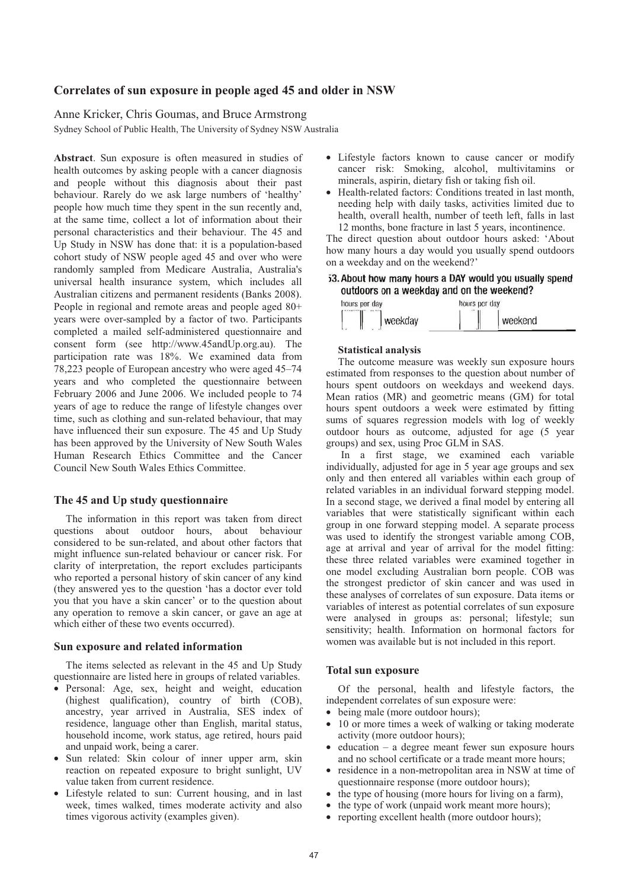# Correlates of sun exposure in people aged 45 and older in NSW

Anne Kricker, Chris Goumas, and Bruce Armstrong

Sydney School of Public Health, The University of Sydney NSW Australia

**Abstract**. Sun exposure is often measured in studies of health outcomes by asking people with a cancer diagnosis and people without this diagnosis about their past behaviour. Rarely do we ask large numbers of 'healthy' people how much time they spent in the sun recently and, at the same time, collect a lot of information about their personal characteristics and their behaviour. The 45 and Up Study in NSW has done that: it is a population-based cohort study of NSW people aged 45 and over who were randomly sampled from Medicare Australia, Australia's universal health insurance system, which includes all Australian citizens and permanent residents (Banks 2008). People in regional and remote areas and people aged 80+ years were over-sampled by a factor of two. Participants completed a mailed self-administered questionnaire and consent form (see http://www.45andUp.org.au). The participation rate was 18%. We examined data from 78,223 people of European ancestry who were aged 45–74 years and who completed the questionnaire between February 2006 and June 2006. We included people to 74 years of age to reduce the range of lifestyle changes over time, such as clothing and sun-related behaviour, that may have influenced their sun exposure. The 45 and Up Study has been approved by the University of New South Wales Human Research Ethics Committee and the Cancer Council New South Wales Ethics Committee.

## The 45 and Up study questionnaire

The information in this report was taken from direct questions about outdoor hours, about behaviour considered to be sun-related, and about other factors that might influence sun-related behaviour or cancer risk. For clarity of interpretation, the report excludes participants who reported a personal history of skin cancer of any kind (they answered yes to the question 'has a doctor ever told you that you have a skin cancer' or to the question about any operation to remove a skin cancer, or gave an age at which either of these two events occurred).

## Sun exposure and related information

The items selected as relevant in the 45 and Up Study questionnaire are listed here in groups of related variables.

- Personal: Age, sex, height and weight, education (highest qualification), country of birth (COB), ancestry, year arrived in Australia, SES index of residence, language other than English, marital status, household income, work status, age retired, hours paid and unpaid work, being a carer.
- Sun related: Skin colour of inner upper arm, skin reaction on repeated exposure to bright sunlight, UV value taken from current residence.
- Lifestyle related to sun: Current housing, and in last week, times walked, times moderate activity and also times vigorous activity (examples given).
- Lifestyle factors known to cause cancer or modify cancer risk: Smoking, alcohol, multivitamins or minerals, aspirin, dietary fish or taking fish oil.
- Health-related factors: Conditions treated in last month, needing help with daily tasks, activities limited due to health, overall health, number of teeth left, falls in last 12 months, bone fracture in last 5 years, incontinence.

The direct question about outdoor hours asked: 'About how many hours a day would you usually spend outdoors on a weekday and on the weekend?'

**53. About how many hours a DAY would you usually spend outdoors on a weekday and on the weekend?**

hours per day [ ][ ] weekday  hours per day [ ][ ] weekend

### Statistical analysis

The outcome measure was weekly sun exposure hours estimated from responses to the question about number of hours spent outdoors on weekdays and weekend days. Mean ratios (MR) and geometric means (GM) for total hours spent outdoors a week were estimated by fitting sums of squares regression models with log of weekly outdoor hours as outcome, adjusted for age (5 year groups) and sex, using Proc GLM in SAS.

In a first stage, we examined each variable individually, adjusted for age in 5 year age groups and sex only and then entered all variables within each group of related variables in an individual forward stepping model. In a second stage, we derived a final model by entering all variables that were statistically significant within each group in one forward stepping model. A separate process was used to identify the strongest variable among COB, age at arrival and year of arrival for the model fitting: these three related variables were examined together in one model excluding Australian born people. COB was the strongest predictor of skin cancer and was used in these analyses of correlates of sun exposure. Data items or variables of interest as potential correlates of sun exposure were analysed in groups as: personal; lifestyle; sun sensitivity; health. Information on hormonal factors for women was available but is not included in this report.

## Total sun exposure

Of the personal, health and lifestyle factors, the independent correlates of sun exposure were:

- being male (more outdoor hours);
- 10 or more times a week of walking or taking moderate activity (more outdoor hours);
- education – a degree meant fewer sun exposure hours and no school certificate or a trade meant more hours;
- residence in a non-metropolitan area in NSW at time of questionnaire response (more outdoor hours);
- the type of housing (more hours for living on a farm),
- the type of work (unpaid work meant more hours);
- reporting excellent health (more outdoor hours);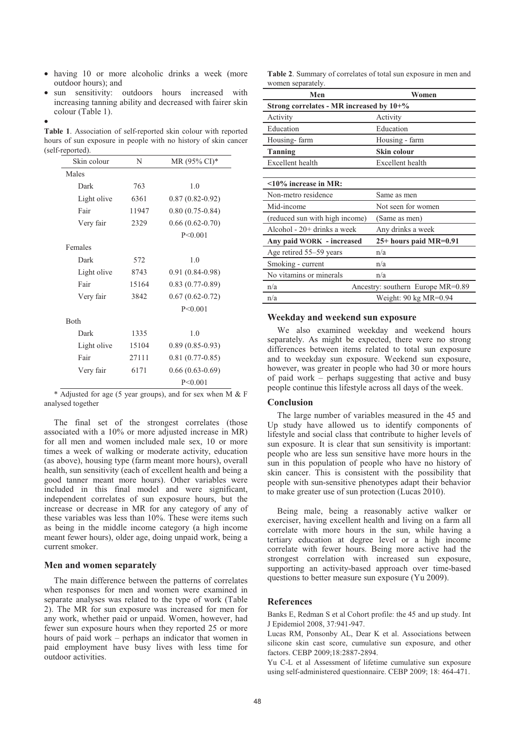- having 10 or more alcoholic drinks a week (more outdoor hours); and
- sun sensitivity: outdoors hours increased with increasing tanning ability and decreased with fairer skin colour (Table 1).
- 

**Table 1**. Association of self-reported skin colour with reported hours of sun exposure in people with no history of skin cancer (self-reported).

| Skin colour | N | MR (95% CI)* |
|---|---|---|
| Males | | |
| Dark | 763 | 1.0 |
| Light olive | 6361 | 0.87 (0.82-0.92) |
| Fair | 11947 | 0.80 (0.75-0.84) |
| Very fair | 2329 | 0.66 (0.62-0.70) |
| | | P<0.001 |
| Females | | |
| Dark | 572 | 1.0 |
| Light olive | 8743 | 0.91 (0.84-0.98) |
| Fair | 15164 | 0.83 (0.77-0.89) |
| Very fair | 3842 | 0.67 (0.62-0.72) |
| | | P<0.001 |
| Both | | |
| Dark | 1335 | 1.0 |
| Light olive | 15104 | 0.89 (0.85-0.93) |
| Fair | 27111 | 0.81 (0.77-0.85) |
| Very fair | 6171 | 0.66 (0.63-0.69) |
| | | P<0.001 |

\* Adjusted for age (5 year groups), and for sex when M & F analysed together

The final set of the strongest correlates (those associated with a 10% or more adjusted increase in MR) for all men and women included male sex, 10 or more times a week of walking or moderate activity, education (as above), housing type (farm meant more hours), overall health, sun sensitivity (each of excellent health and being a good tanner meant more hours). Other variables were included in this final model and were significant, independent correlates of sun exposure hours, but the increase or decrease in MR for any category of any of these variables was less than 10%. These were items such as being in the middle income category (a high income meant fewer hours), older age, doing unpaid work, being a current smoker.

## Men and women separately

The main difference between the patterns of correlates when responses for men and women were examined in separate analyses was related to the type of work (Table 2). The MR for sun exposure was increased for men for any work, whether paid or unpaid. Women, however, had fewer sun exposure hours when they reported 25 or more hours of paid work – perhaps an indicator that women in paid employment have busy lives with less time for outdoor activities.

**Table 2**. Summary of correlates of total sun exposure in men and women separately.

| Men | Women |
|---|---|
| **Strong correlates - MR increased by 10+%** | |
| Activity | Activity |
| Education | Education |
| Housing- farm | Housing - farm |
| **Tanning** | **Skin colour** |
| Excellent health | Excellent health |
| | |
| **<10% increase in MR:** | |
| Non-metro residence | Same as men |
| Mid-income | Not seen for women |
| (reduced sun with high income) | (Same as men) |
| Alcohol - 20+ drinks a week | Any drinks a week |
| **Any paid WORK - increased** | **25+ hours paid MR=0.91** |
| Age retired 55–59 years | n/a |
| Smoking - current | n/a |
| No vitamins or minerals | n/a |
| n/a | Ancestry: southern Europe MR=0.89 |
| n/a | Weight: 90 kg MR=0.94 |

## Weekday and weekend sun exposure

We also examined weekday and weekend hours separately. As might be expected, there were no strong differences between items related to total sun exposure and to weekday sun exposure. Weekend sun exposure, however, was greater in people who had 30 or more hours of paid work – perhaps suggesting that active and busy people continue this lifestyle across all days of the week.

## Conclusion

The large number of variables measured in the 45 and Up study have allowed us to identify components of lifestyle and social class that contribute to higher levels of sun exposure. It is clear that sun sensitivity is important: people who are less sun sensitive have more hours in the sun in this population of people who have no history of skin cancer. This is consistent with the possibility that people with sun-sensitive phenotypes adapt their behavior to make greater use of sun protection (Lucas 2010).

Being male, being a reasonably active walker or exerciser, having excellent health and living on a farm all correlate with more hours in the sun, while having a tertiary education at degree level or a high income correlate with fewer hours. Being more active had the strongest correlation with increased sun exposure, supporting an activity-based approach over time-based questions to better measure sun exposure (Yu 2009).

## References

Banks E, Redman S et al Cohort profile: the 45 and up study. Int J Epidemiol 2008, 37:941-947.

Lucas RM, Ponsonby AL, Dear K et al. Associations between silicone skin cast score, cumulative sun exposure, and other factors. CEBP 2009;18:2887-2894.

Yu C-L et al Assessment of lifetime cumulative sun exposure using self-administered questionnaire. CEBP 2009; 18: 464-471.